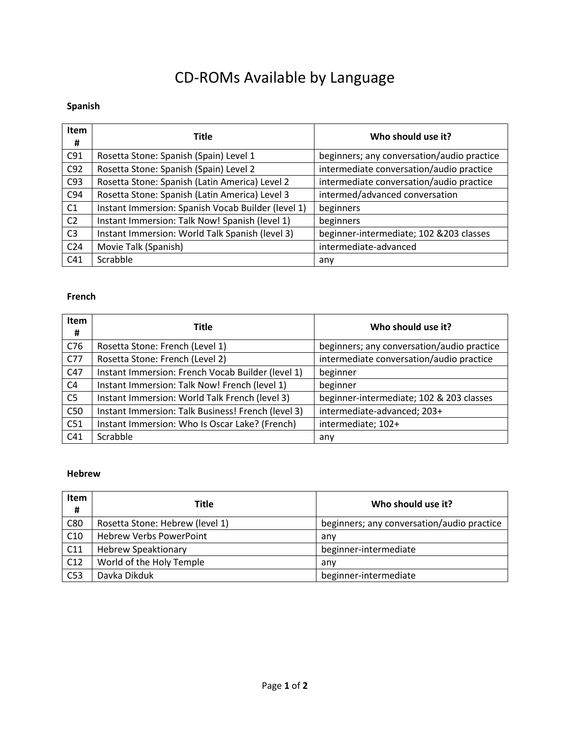# CD-ROMs Available by Language

**Spanish**

| Item # | Title | Who should use it? |
|---|---|---|
| C91 | Rosetta Stone: Spanish (Spain) Level 1 | beginners; any conversation/audio practice |
| C92 | Rosetta Stone: Spanish (Spain) Level 2 | intermediate conversation/audio practice |
| C93 | Rosetta Stone: Spanish (Latin America) Level 2 | intermediate conversation/audio practice |
| C94 | Rosetta Stone: Spanish (Latin America) Level 3 | intermed/advanced conversation |
| C1 | Instant Immersion: Spanish Vocab Builder (level 1) | beginners |
| C2 | Instant Immersion: Talk Now! Spanish (level 1) | beginners |
| C3 | Instant Immersion: World Talk Spanish (level 3) | beginner-intermediate; 102 &203 classes |
| C24 | Movie Talk (Spanish) | intermediate-advanced |
| C41 | Scrabble | any |

**French**

| Item # | Title | Who should use it? |
|---|---|---|
| C76 | Rosetta Stone: French (Level 1) | beginners; any conversation/audio practice |
| C77 | Rosetta Stone: French (Level 2) | intermediate conversation/audio practice |
| C47 | Instant Immersion: French Vocab Builder (level 1) | beginner |
| C4 | Instant Immersion: Talk Now! French (level 1) | beginner |
| C5 | Instant Immersion: World Talk French (level 3) | beginner-intermediate; 102 & 203 classes |
| C50 | Instant Immersion: Talk Business! French (level 3) | intermediate-advanced; 203+ |
| C51 | Instant Immersion: Who Is Oscar Lake? (French) | intermediate; 102+ |
| C41 | Scrabble | any |

**Hebrew**

| Item # | Title | Who should use it? |
|---|---|---|
| C80 | Rosetta Stone: Hebrew (level 1) | beginners; any conversation/audio practice |
| C10 | Hebrew Verbs PowerPoint | any |
| C11 | Hebrew Speaktionary | beginner-intermediate |
| C12 | World of the Holy Temple | any |
| C53 | Davka Dikduk | beginner-intermediate |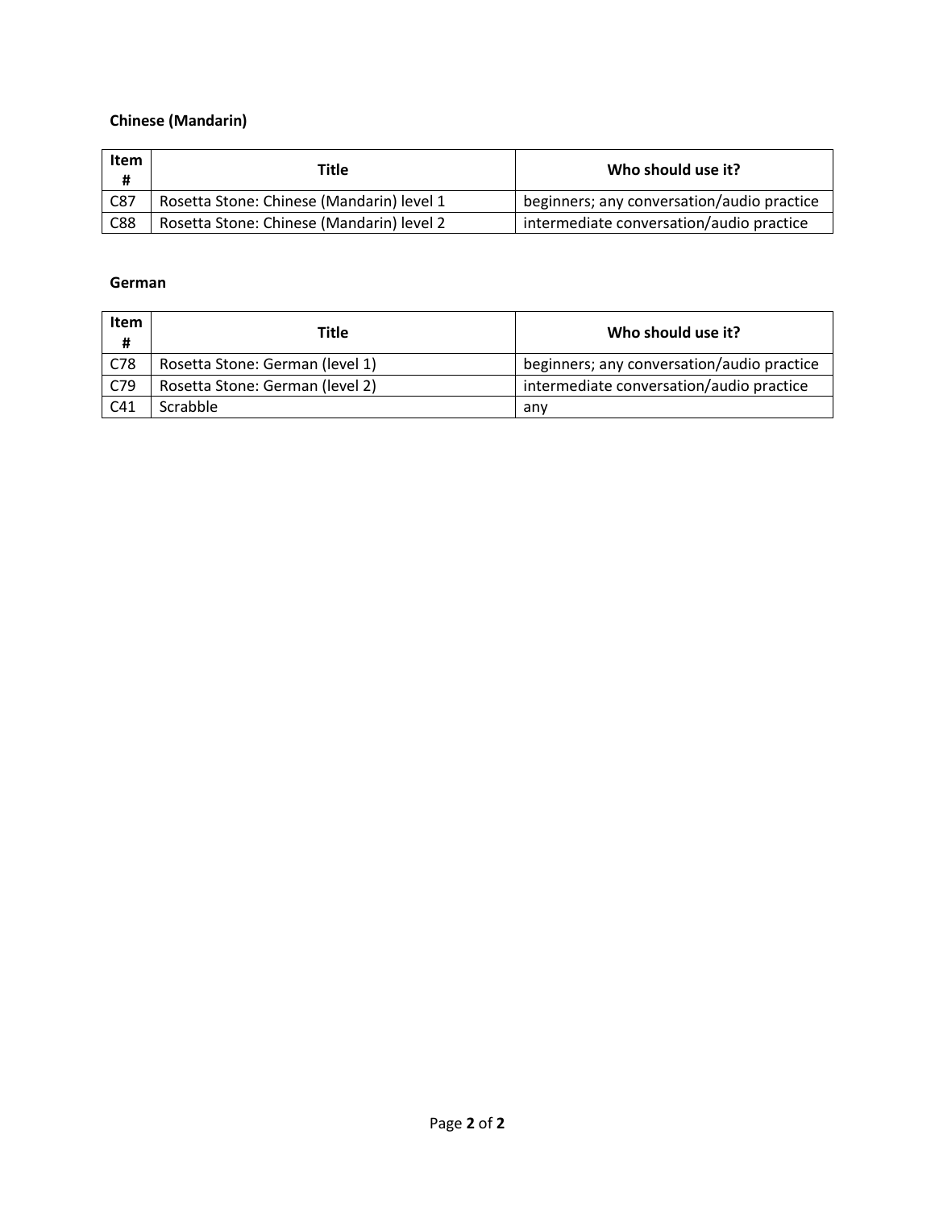**Chinese (Mandarin)**

| Item # | Title | Who should use it? |
|---|---|---|
| C87 | Rosetta Stone: Chinese (Mandarin) level 1 | beginners; any conversation/audio practice |
| C88 | Rosetta Stone: Chinese (Mandarin) level 2 | intermediate conversation/audio practice |

**German**

| Item # | Title | Who should use it? |
|---|---|---|
| C78 | Rosetta Stone: German (level 1) | beginners; any conversation/audio practice |
| C79 | Rosetta Stone: German (level 2) | intermediate conversation/audio practice |
| C41 | Scrabble | any |